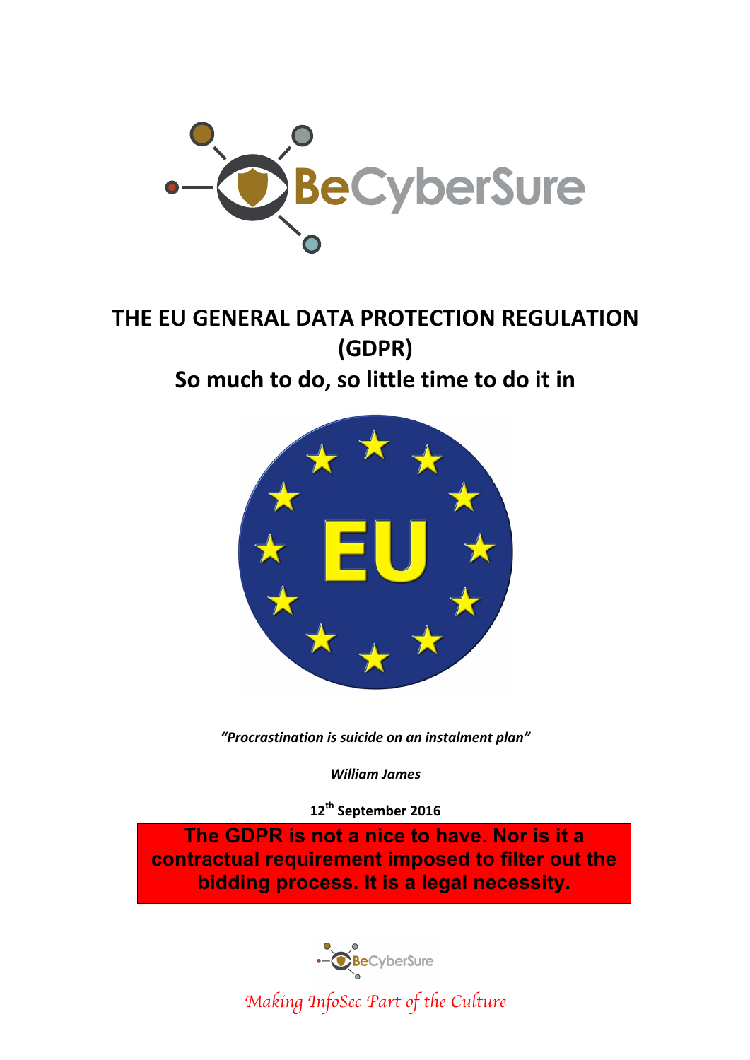# THE EU GENERAL DATA PROTECTION REGULATION (GDPR)

## So much to do, so little time to do it in

***"Procrastination is suicide on an instalment plan"***

***William James***

**12th September 2016**

**The GDPR is not a nice to have. Nor is it a contractual requirement imposed to filter out the bidding process. It is a legal necessity.**

*Making InfoSec Part of the Culture*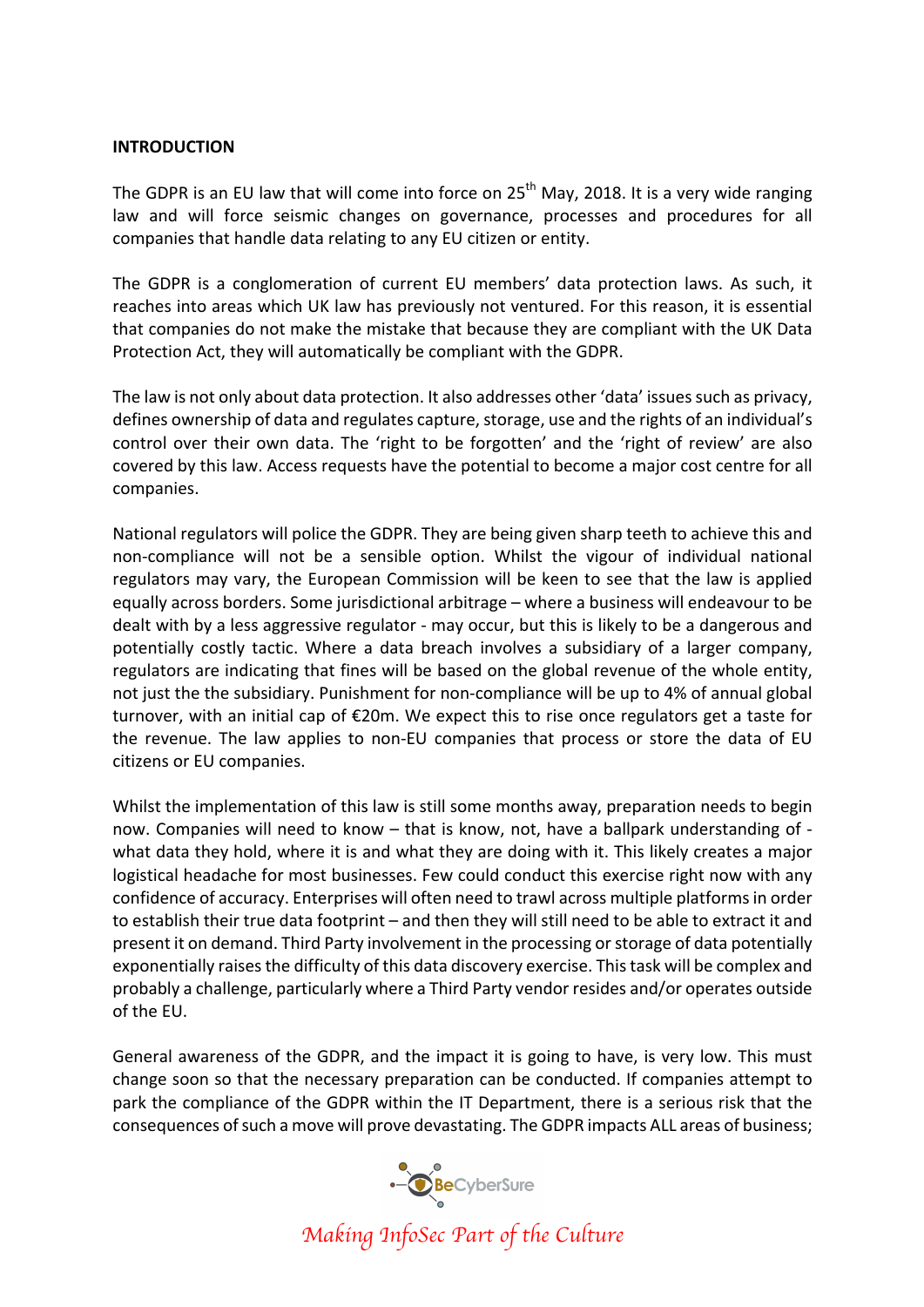**INTRODUCTION**

The GDPR is an EU law that will come into force on 25th May, 2018. It is a very wide ranging law and will force seismic changes on governance, processes and procedures for all companies that handle data relating to any EU citizen or entity.

The GDPR is a conglomeration of current EU members' data protection laws. As such, it reaches into areas which UK law has previously not ventured. For this reason, it is essential that companies do not make the mistake that because they are compliant with the UK Data Protection Act, they will automatically be compliant with the GDPR.

The law is not only about data protection. It also addresses other 'data' issues such as privacy, defines ownership of data and regulates capture, storage, use and the rights of an individual's control over their own data. The 'right to be forgotten' and the 'right of review' are also covered by this law. Access requests have the potential to become a major cost centre for all companies.

National regulators will police the GDPR. They are being given sharp teeth to achieve this and non-compliance will not be a sensible option. Whilst the vigour of individual national regulators may vary, the European Commission will be keen to see that the law is applied equally across borders. Some jurisdictional arbitrage – where a business will endeavour to be dealt with by a less aggressive regulator - may occur, but this is likely to be a dangerous and potentially costly tactic. Where a data breach involves a subsidiary of a larger company, regulators are indicating that fines will be based on the global revenue of the whole entity, not just the the subsidiary. Punishment for non-compliance will be up to 4% of annual global turnover, with an initial cap of €20m. We expect this to rise once regulators get a taste for the revenue. The law applies to non-EU companies that process or store the data of EU citizens or EU companies.

Whilst the implementation of this law is still some months away, preparation needs to begin now. Companies will need to know – that is know, not, have a ballpark understanding of - what data they hold, where it is and what they are doing with it. This likely creates a major logistical headache for most businesses. Few could conduct this exercise right now with any confidence of accuracy. Enterprises will often need to trawl across multiple platforms in order to establish their true data footprint – and then they will still need to be able to extract it and present it on demand. Third Party involvement in the processing or storage of data potentially exponentially raises the difficulty of this data discovery exercise. This task will be complex and probably a challenge, particularly where a Third Party vendor resides and/or operates outside of the EU.

General awareness of the GDPR, and the impact it is going to have, is very low. This must change soon so that the necessary preparation can be conducted. If companies attempt to park the compliance of the GDPR within the IT Department, there is a serious risk that the consequences of such a move will prove devastating. The GDPR impacts ALL areas of business;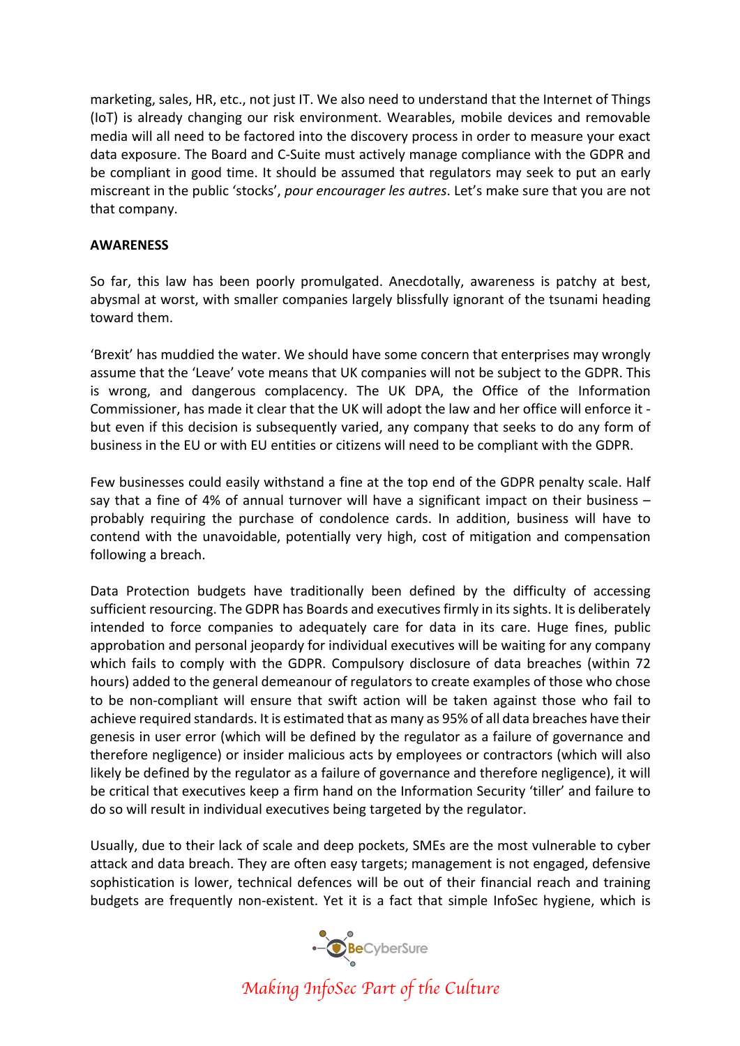marketing, sales, HR, etc., not just IT. We also need to understand that the Internet of Things (IoT) is already changing our risk environment. Wearables, mobile devices and removable media will all need to be factored into the discovery process in order to measure your exact data exposure. The Board and C-Suite must actively manage compliance with the GDPR and be compliant in good time. It should be assumed that regulators may seek to put an early miscreant in the public 'stocks', *pour encourager les autres*. Let's make sure that you are not that company.

**AWARENESS**

So far, this law has been poorly promulgated. Anecdotally, awareness is patchy at best, abysmal at worst, with smaller companies largely blissfully ignorant of the tsunami heading toward them.

'Brexit' has muddied the water. We should have some concern that enterprises may wrongly assume that the 'Leave' vote means that UK companies will not be subject to the GDPR. This is wrong, and dangerous complacency. The UK DPA, the Office of the Information Commissioner, has made it clear that the UK will adopt the law and her office will enforce it - but even if this decision is subsequently varied, any company that seeks to do any form of business in the EU or with EU entities or citizens will need to be compliant with the GDPR.

Few businesses could easily withstand a fine at the top end of the GDPR penalty scale. Half say that a fine of 4% of annual turnover will have a significant impact on their business – probably requiring the purchase of condolence cards. In addition, business will have to contend with the unavoidable, potentially very high, cost of mitigation and compensation following a breach.

Data Protection budgets have traditionally been defined by the difficulty of accessing sufficient resourcing. The GDPR has Boards and executives firmly in its sights. It is deliberately intended to force companies to adequately care for data in its care. Huge fines, public approbation and personal jeopardy for individual executives will be waiting for any company which fails to comply with the GDPR. Compulsory disclosure of data breaches (within 72 hours) added to the general demeanour of regulators to create examples of those who chose to be non-compliant will ensure that swift action will be taken against those who fail to achieve required standards. It is estimated that as many as 95% of all data breaches have their genesis in user error (which will be defined by the regulator as a failure of governance and therefore negligence) or insider malicious acts by employees or contractors (which will also likely be defined by the regulator as a failure of governance and therefore negligence), it will be critical that executives keep a firm hand on the Information Security 'tiller' and failure to do so will result in individual executives being targeted by the regulator.

Usually, due to their lack of scale and deep pockets, SMEs are the most vulnerable to cyber attack and data breach. They are often easy targets; management is not engaged, defensive sophistication is lower, technical defences will be out of their financial reach and training budgets are frequently non-existent. Yet it is a fact that simple InfoSec hygiene, which is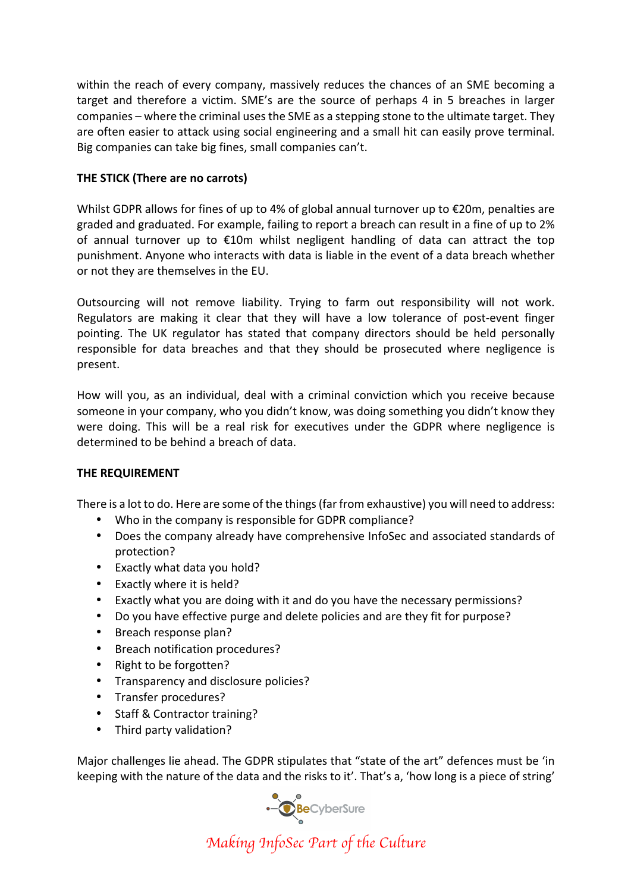within the reach of every company, massively reduces the chances of an SME becoming a target and therefore a victim. SME's are the source of perhaps 4 in 5 breaches in larger companies – where the criminal uses the SME as a stepping stone to the ultimate target. They are often easier to attack using social engineering and a small hit can easily prove terminal. Big companies can take big fines, small companies can't.

**THE STICK (There are no carrots)**

Whilst GDPR allows for fines of up to 4% of global annual turnover up to €20m, penalties are graded and graduated. For example, failing to report a breach can result in a fine of up to 2% of annual turnover up to €10m whilst negligent handling of data can attract the top punishment. Anyone who interacts with data is liable in the event of a data breach whether or not they are themselves in the EU.

Outsourcing will not remove liability. Trying to farm out responsibility will not work. Regulators are making it clear that they will have a low tolerance of post-event finger pointing. The UK regulator has stated that company directors should be held personally responsible for data breaches and that they should be prosecuted where negligence is present.

How will you, as an individual, deal with a criminal conviction which you receive because someone in your company, who you didn't know, was doing something you didn't know they were doing. This will be a real risk for executives under the GDPR where negligence is determined to be behind a breach of data.

**THE REQUIREMENT**

There is a lot to do. Here are some of the things (far from exhaustive) you will need to address:

- Who in the company is responsible for GDPR compliance?
- Does the company already have comprehensive InfoSec and associated standards of protection?
- Exactly what data you hold?
- Exactly where it is held?
- Exactly what you are doing with it and do you have the necessary permissions?
- Do you have effective purge and delete policies and are they fit for purpose?
- Breach response plan?
- Breach notification procedures?
- Right to be forgotten?
- Transparency and disclosure policies?
- Transfer procedures?
- Staff & Contractor training?
- Third party validation?

Major challenges lie ahead. The GDPR stipulates that "state of the art" defences must be 'in keeping with the nature of the data and the risks to it'. That's a, 'how long is a piece of string'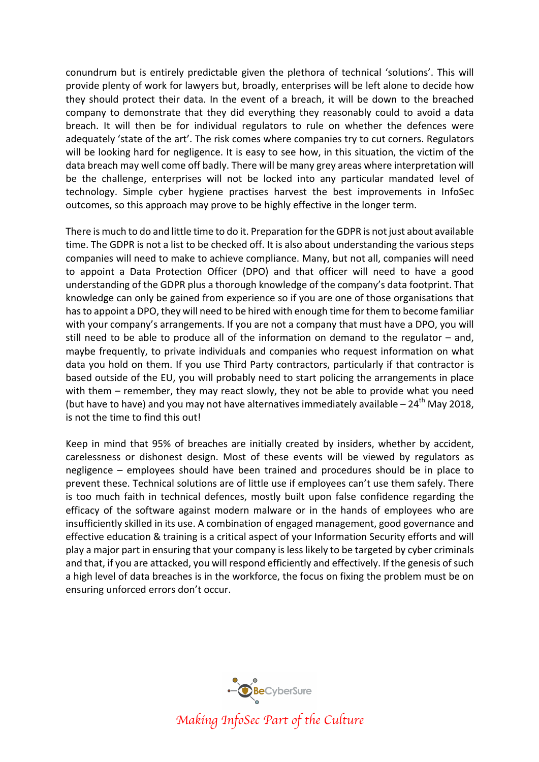conundrum but is entirely predictable given the plethora of technical 'solutions'. This will provide plenty of work for lawyers but, broadly, enterprises will be left alone to decide how they should protect their data. In the event of a breach, it will be down to the breached company to demonstrate that they did everything they reasonably could to avoid a data breach. It will then be for individual regulators to rule on whether the defences were adequately 'state of the art'. The risk comes where companies try to cut corners. Regulators will be looking hard for negligence. It is easy to see how, in this situation, the victim of the data breach may well come off badly. There will be many grey areas where interpretation will be the challenge, enterprises will not be locked into any particular mandated level of technology. Simple cyber hygiene practises harvest the best improvements in InfoSec outcomes, so this approach may prove to be highly effective in the longer term.

There is much to do and little time to do it. Preparation for the GDPR is not just about available time. The GDPR is not a list to be checked off. It is also about understanding the various steps companies will need to make to achieve compliance. Many, but not all, companies will need to appoint a Data Protection Officer (DPO) and that officer will need to have a good understanding of the GDPR plus a thorough knowledge of the company's data footprint. That knowledge can only be gained from experience so if you are one of those organisations that has to appoint a DPO, they will need to be hired with enough time for them to become familiar with your company's arrangements. If you are not a company that must have a DPO, you will still need to be able to produce all of the information on demand to the regulator – and, maybe frequently, to private individuals and companies who request information on what data you hold on them. If you use Third Party contractors, particularly if that contractor is based outside of the EU, you will probably need to start policing the arrangements in place with them – remember, they may react slowly, they not be able to provide what you need (but have to have) and you may not have alternatives immediately available – 24th May 2018, is not the time to find this out!

Keep in mind that 95% of breaches are initially created by insiders, whether by accident, carelessness or dishonest design. Most of these events will be viewed by regulators as negligence – employees should have been trained and procedures should be in place to prevent these. Technical solutions are of little use if employees can't use them safely. There is too much faith in technical defences, mostly built upon false confidence regarding the efficacy of the software against modern malware or in the hands of employees who are insufficiently skilled in its use. A combination of engaged management, good governance and effective education & training is a critical aspect of your Information Security efforts and will play a major part in ensuring that your company is less likely to be targeted by cyber criminals and that, if you are attacked, you will respond efficiently and effectively. If the genesis of such a high level of data breaches is in the workforce, the focus on fixing the problem must be on ensuring unforced errors don't occur.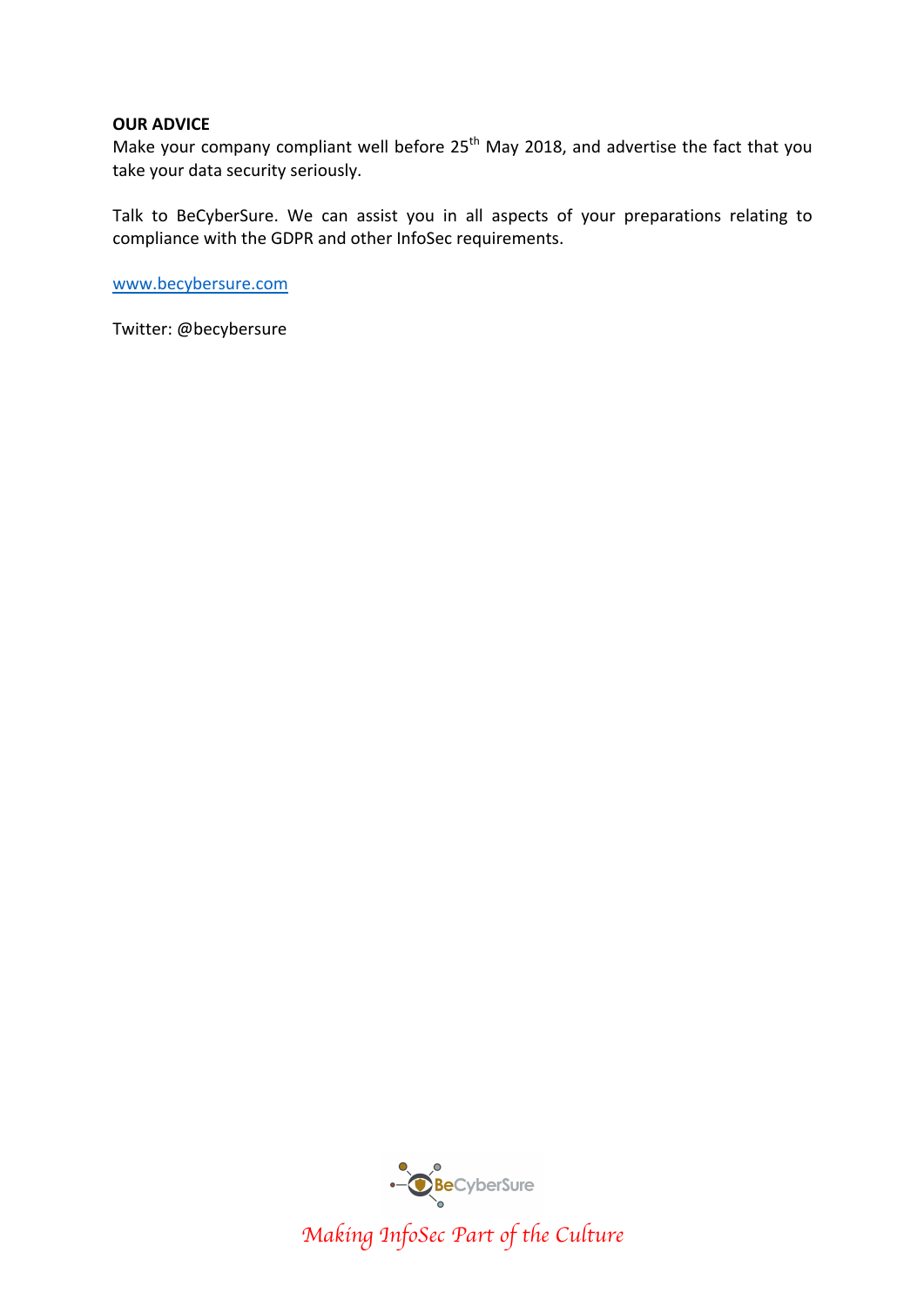**OUR ADVICE**

Make your company compliant well before 25th May 2018, and advertise the fact that you take your data security seriously.

Talk to BeCyberSure. We can assist you in all aspects of your preparations relating to compliance with the GDPR and other InfoSec requirements.

[www.becybersure.com](http://www.becybersure.com)

Twitter: @becybersure

BeCyberSure

*Making InfoSec Part of the Culture*